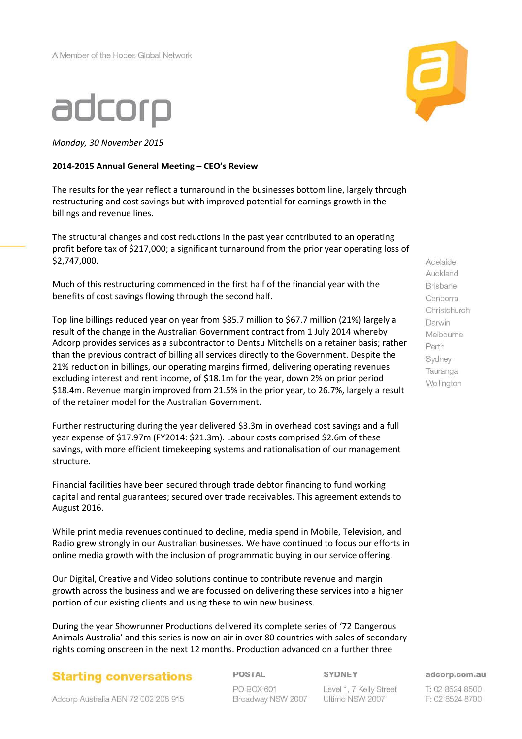A Member of the Hodes Global Network

adcorp

*Monday, 30 November 2015*

**2014-2015 Annual General Meeting – CEO's Review**

The results for the year reflect a turnaround in the businesses bottom line, largely through restructuring and cost savings but with improved potential for earnings growth in the billings and revenue lines.

The structural changes and cost reductions in the past year contributed to an operating profit before tax of $217,000; a significant turnaround from the prior year operating loss of $2,747,000.

Much of this restructuring commenced in the first half of the financial year with the benefits of cost savings flowing through the second half.

Top line billings reduced year on year from $85.7 million to $67.7 million (21%) largely a result of the change in the Australian Government contract from 1 July 2014 whereby Adcorp provides services as a subcontractor to Dentsu Mitchells on a retainer basis; rather than the previous contract of billing all services directly to the Government. Despite the 21% reduction in billings, our operating margins firmed, delivering operating revenues excluding interest and rent income, of $18.1m for the year, down 2% on prior period $18.4m. Revenue margin improved from 21.5% in the prior year, to 26.7%, largely a result of the retainer model for the Australian Government.

Further restructuring during the year delivered $3.3m in overhead cost savings and a full year expense of $17.97m (FY2014: $21.3m). Labour costs comprised $2.6m of these savings, with more efficient timekeeping systems and rationalisation of our management structure.

Financial facilities have been secured through trade debtor financing to fund working capital and rental guarantees; secured over trade receivables. This agreement extends to August 2016.

While print media revenues continued to decline, media spend in Mobile, Television, and Radio grew strongly in our Australian businesses. We have continued to focus our efforts in online media growth with the inclusion of programmatic buying in our service offering.

Our Digital, Creative and Video solutions continue to contribute revenue and margin growth across the business and we are focussed on delivering these services into a higher portion of our existing clients and using these to win new business.

During the year Showrunner Productions delivered its complete series of '72 Dangerous Animals Australia' and this series is now on air in over 80 countries with sales of secondary rights coming onscreen in the next 12 months. Production advanced on a further three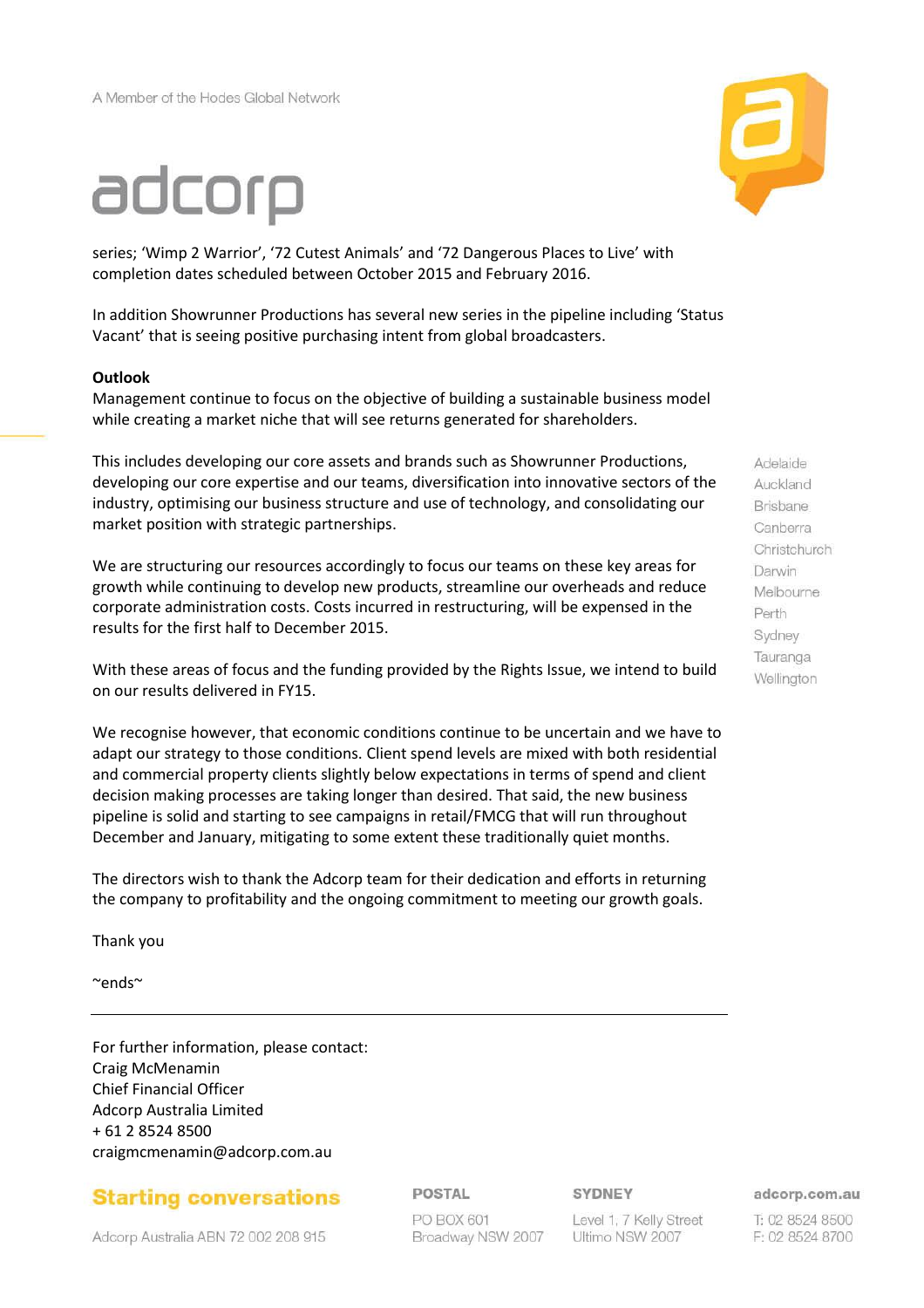series; 'Wimp 2 Warrior', '72 Cutest Animals' and '72 Dangerous Places to Live' with completion dates scheduled between October 2015 and February 2016.

In addition Showrunner Productions has several new series in the pipeline including 'Status Vacant' that is seeing positive purchasing intent from global broadcasters.

**Outlook**

Management continue to focus on the objective of building a sustainable business model while creating a market niche that will see returns generated for shareholders.

This includes developing our core assets and brands such as Showrunner Productions, developing our core expertise and our teams, diversification into innovative sectors of the industry, optimising our business structure and use of technology, and consolidating our market position with strategic partnerships.

We are structuring our resources accordingly to focus our teams on these key areas for growth while continuing to develop new products, streamline our overheads and reduce corporate administration costs. Costs incurred in restructuring, will be expensed in the results for the first half to December 2015.

With these areas of focus and the funding provided by the Rights Issue, we intend to build on our results delivered in FY15.

We recognise however, that economic conditions continue to be uncertain and we have to adapt our strategy to those conditions. Client spend levels are mixed with both residential and commercial property clients slightly below expectations in terms of spend and client decision making processes are taking longer than desired. That said, the new business pipeline is solid and starting to see campaigns in retail/FMCG that will run throughout December and January, mitigating to some extent these traditionally quiet months.

The directors wish to thank the Adcorp team for their dedication and efforts in returning the company to profitability and the ongoing commitment to meeting our growth goals.

Thank you

~ends~

---

For further information, please contact:
Craig McMenamin
Chief Financial Officer
Adcorp Australia Limited
+ 61 2 8524 8500
craigmcmenamin@adcorp.com.au